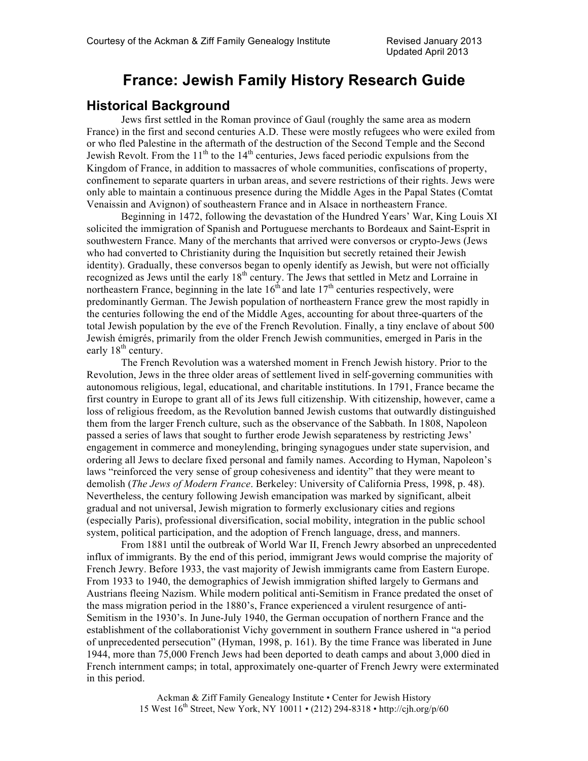# France: Jewish Family History Research Guide

## Historical Background

Jews first settled in the Roman province of Gaul (roughly the same area as modern France) in the first and second centuries A.D. These were mostly refugees who were exiled from or who fled Palestine in the aftermath of the destruction of the Second Temple and the Second Jewish Revolt. From the 11th to the 14th centuries, Jews faced periodic expulsions from the Kingdom of France, in addition to massacres of whole communities, confiscations of property, confinement to separate quarters in urban areas, and severe restrictions of their rights. Jews were only able to maintain a continuous presence during the Middle Ages in the Papal States (Comtat Venaissin and Avignon) of southeastern France and in Alsace in northeastern France.

Beginning in 1472, following the devastation of the Hundred Years' War, King Louis XI solicited the immigration of Spanish and Portuguese merchants to Bordeaux and Saint-Esprit in southwestern France. Many of the merchants that arrived were conversos or crypto-Jews (Jews who had converted to Christianity during the Inquisition but secretly retained their Jewish identity). Gradually, these conversos began to openly identify as Jewish, but were not officially recognized as Jews until the early 18th century. The Jews that settled in Metz and Lorraine in northeastern France, beginning in the late 16th and late 17th centuries respectively, were predominantly German. The Jewish population of northeastern France grew the most rapidly in the centuries following the end of the Middle Ages, accounting for about three-quarters of the total Jewish population by the eve of the French Revolution. Finally, a tiny enclave of about 500 Jewish émigrés, primarily from the older French Jewish communities, emerged in Paris in the early 18th century.

The French Revolution was a watershed moment in French Jewish history. Prior to the Revolution, Jews in the three older areas of settlement lived in self-governing communities with autonomous religious, legal, educational, and charitable institutions. In 1791, France became the first country in Europe to grant all of its Jews full citizenship. With citizenship, however, came a loss of religious freedom, as the Revolution banned Jewish customs that outwardly distinguished them from the larger French culture, such as the observance of the Sabbath. In 1808, Napoleon passed a series of laws that sought to further erode Jewish separateness by restricting Jews' engagement in commerce and moneylending, bringing synagogues under state supervision, and ordering all Jews to declare fixed personal and family names. According to Hyman, Napoleon's laws "reinforced the very sense of group cohesiveness and identity" that they were meant to demolish (*The Jews of Modern France*. Berkeley: University of California Press, 1998, p. 48). Nevertheless, the century following Jewish emancipation was marked by significant, albeit gradual and not universal, Jewish migration to formerly exclusionary cities and regions (especially Paris), professional diversification, social mobility, integration in the public school system, political participation, and the adoption of French language, dress, and manners.

From 1881 until the outbreak of World War II, French Jewry absorbed an unprecedented influx of immigrants. By the end of this period, immigrant Jews would comprise the majority of French Jewry. Before 1933, the vast majority of Jewish immigrants came from Eastern Europe. From 1933 to 1940, the demographics of Jewish immigration shifted largely to Germans and Austrians fleeing Nazism. While modern political anti-Semitism in France predated the onset of the mass migration period in the 1880's, France experienced a virulent resurgence of anti-Semitism in the 1930's. In June-July 1940, the German occupation of northern France and the establishment of the collaborationist Vichy government in southern France ushered in "a period of unprecedented persecution" (Hyman, 1998, p. 161). By the time France was liberated in June 1944, more than 75,000 French Jews had been deported to death camps and about 3,000 died in French internment camps; in total, approximately one-quarter of French Jewry were exterminated in this period.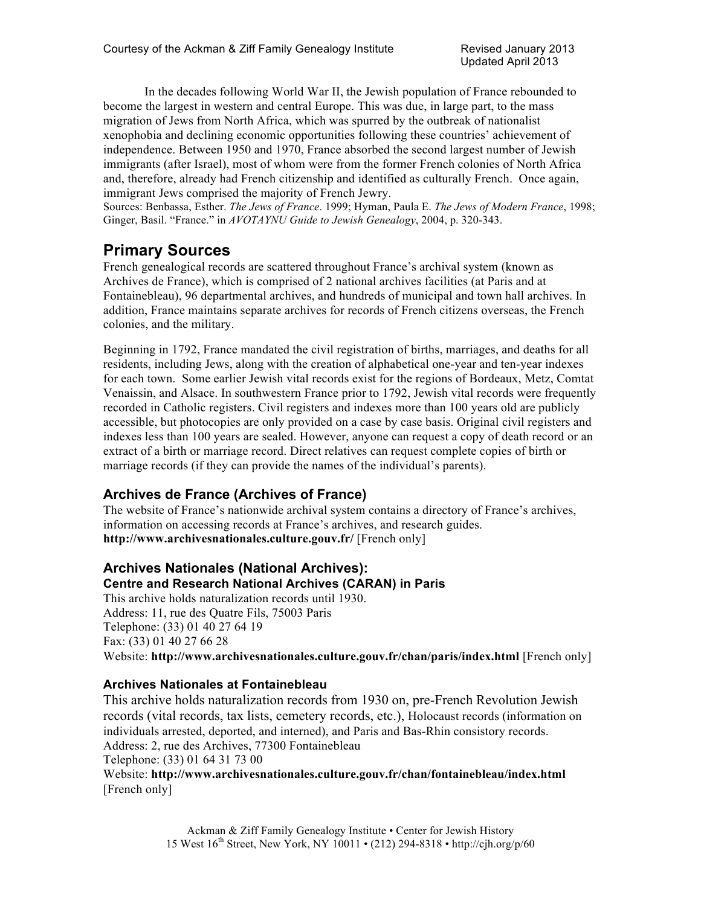In the decades following World War II, the Jewish population of France rebounded to become the largest in western and central Europe. This was due, in large part, to the mass migration of Jews from North Africa, which was spurred by the outbreak of nationalist xenophobia and declining economic opportunities following these countries' achievement of independence. Between 1950 and 1970, France absorbed the second largest number of Jewish immigrants (after Israel), most of whom were from the former French colonies of North Africa and, therefore, already had French citizenship and identified as culturally French. Once again, immigrant Jews comprised the majority of French Jewry.

Sources: Benbassa, Esther. *The Jews of France*. 1999; Hyman, Paula E. *The Jews of Modern France*, 1998; Ginger, Basil. "France." in *AVOTAYNU Guide to Jewish Genealogy*, 2004, p. 320-343.

## Primary Sources

French genealogical records are scattered throughout France's archival system (known as Archives de France), which is comprised of 2 national archives facilities (at Paris and at Fontainebleau), 96 departmental archives, and hundreds of municipal and town hall archives. In addition, France maintains separate archives for records of French citizens overseas, the French colonies, and the military.

Beginning in 1792, France mandated the civil registration of births, marriages, and deaths for all residents, including Jews, along with the creation of alphabetical one-year and ten-year indexes for each town. Some earlier Jewish vital records exist for the regions of Bordeaux, Metz, Comtat Venaissin, and Alsace. In southwestern France prior to 1792, Jewish vital records were frequently recorded in Catholic registers. Civil registers and indexes more than 100 years old are publicly accessible, but photocopies are only provided on a case by case basis. Original civil registers and indexes less than 100 years are sealed. However, anyone can request a copy of death record or an extract of a birth or marriage record. Direct relatives can request complete copies of birth or marriage records (if they can provide the names of the individual's parents).

### Archives de France (Archives of France)

The website of France's nationwide archival system contains a directory of France's archives, information on accessing records at France's archives, and research guides.
**http://www.archivesnationales.culture.gouv.fr/** [French only]

### Archives Nationales (National Archives):
#### Centre and Research National Archives (CARAN) in Paris

This archive holds naturalization records until 1930.
Address: 11, rue des Quatre Fils, 75003 Paris
Telephone: (33) 01 40 27 64 19
Fax: (33) 01 40 27 66 28
Website: **http://www.archivesnationales.culture.gouv.fr/chan/paris/index.html** [French only]

#### Archives Nationales at Fontainebleau

This archive holds naturalization records from 1930 on, pre-French Revolution Jewish records (vital records, tax lists, cemetery records, etc.), Holocaust records (information on individuals arrested, deported, and interned), and Paris and Bas-Rhin consistory records.
Address: 2, rue des Archives, 77300 Fontainebleau
Telephone: (33) 01 64 31 73 00
Website: **http://www.archivesnationales.culture.gouv.fr/chan/fontainebleau/index.html** [French only]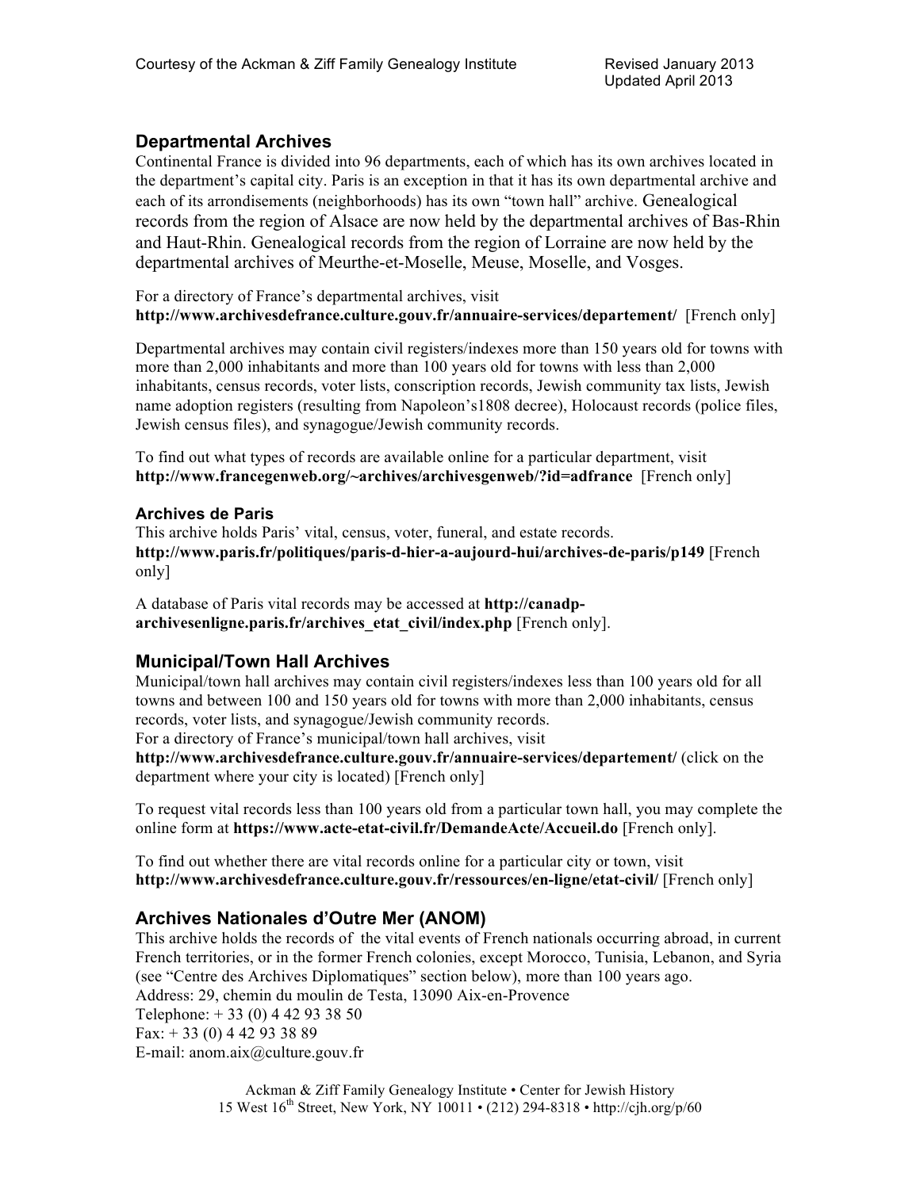## Departmental Archives

Continental France is divided into 96 departments, each of which has its own archives located in the department's capital city. Paris is an exception in that it has its own departmental archive and each of its arrondisements (neighborhoods) has its own "town hall" archive. Genealogical records from the region of Alsace are now held by the departmental archives of Bas-Rhin and Haut-Rhin. Genealogical records from the region of Lorraine are now held by the departmental archives of Meurthe-et-Moselle, Meuse, Moselle, and Vosges.

For a directory of France's departmental archives, visit **http://www.archivesdefrance.culture.gouv.fr/annuaire-services/departement/** [French only]

Departmental archives may contain civil registers/indexes more than 150 years old for towns with more than 2,000 inhabitants and more than 100 years old for towns with less than 2,000 inhabitants, census records, voter lists, conscription records, Jewish community tax lists, Jewish name adoption registers (resulting from Napoleon's1808 decree), Holocaust records (police files, Jewish census files), and synagogue/Jewish community records.

To find out what types of records are available online for a particular department, visit **http://www.francegenweb.org/~archives/archivesgenweb/?id=adfrance** [French only]

### Archives de Paris

This archive holds Paris' vital, census, voter, funeral, and estate records.
**http://www.paris.fr/politiques/paris-d-hier-a-aujourd-hui/archives-de-paris/p149** [French only]

A database of Paris vital records may be accessed at **http://canadp-archivesenligne.paris.fr/archives_etat_civil/index.php** [French only].

## Municipal/Town Hall Archives

Municipal/town hall archives may contain civil registers/indexes less than 100 years old for all towns and between 100 and 150 years old for towns with more than 2,000 inhabitants, census records, voter lists, and synagogue/Jewish community records.
For a directory of France's municipal/town hall archives, visit
**http://www.archivesdefrance.culture.gouv.fr/annuaire-services/departement/** (click on the department where your city is located) [French only]

To request vital records less than 100 years old from a particular town hall, you may complete the online form at **https://www.acte-etat-civil.fr/DemandeActe/Accueil.do** [French only].

To find out whether there are vital records online for a particular city or town, visit **http://www.archivesdefrance.culture.gouv.fr/ressources/en-ligne/etat-civil/** [French only]

## Archives Nationales d'Outre Mer (ANOM)

This archive holds the records of the vital events of French nationals occurring abroad, in current French territories, or in the former French colonies, except Morocco, Tunisia, Lebanon, and Syria (see "Centre des Archives Diplomatiques" section below), more than 100 years ago.
Address: 29, chemin du moulin de Testa, 13090 Aix-en-Provence
Telephone: + 33 (0) 4 42 93 38 50
Fax: + 33 (0) 4 42 93 38 89
E-mail: anom.aix@culture.gouv.fr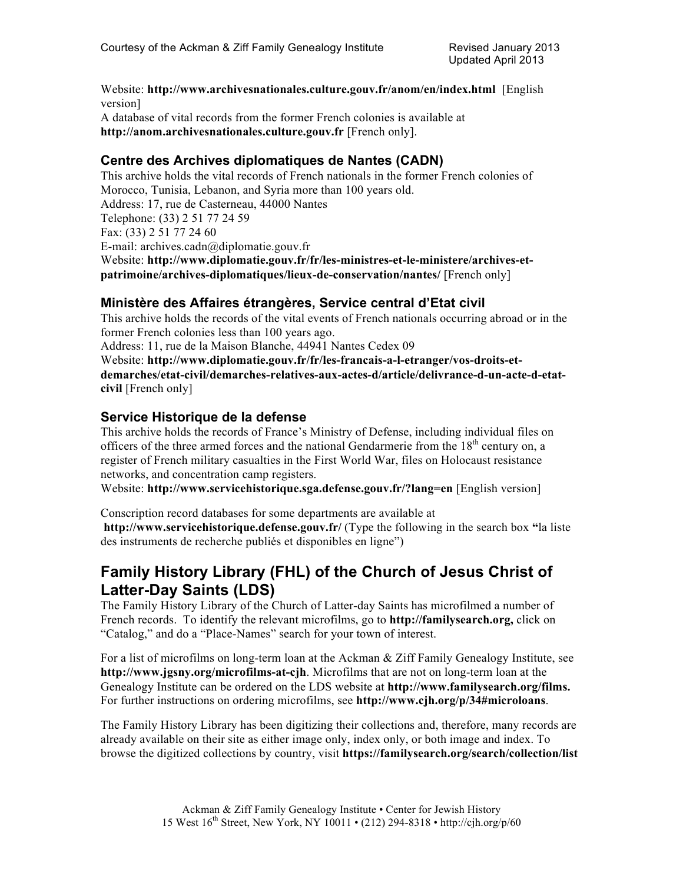Website: **http://www.archivesnationales.culture.gouv.fr/anom/en/index.html** [English version]
A database of vital records from the former French colonies is available at **http://anom.archivesnationales.culture.gouv.fr** [French only].

### Centre des Archives diplomatiques de Nantes (CADN)

This archive holds the vital records of French nationals in the former French colonies of Morocco, Tunisia, Lebanon, and Syria more than 100 years old.
Address: 17, rue de Casterneau, 44000 Nantes
Telephone: (33) 2 51 77 24 59
Fax: (33) 2 51 77 24 60
E-mail: archives.cadn@diplomatie.gouv.fr
Website: **http://www.diplomatie.gouv.fr/fr/les-ministres-et-le-ministere/archives-et-patrimoine/archives-diplomatiques/lieux-de-conservation/nantes/** [French only]

### Ministère des Affaires étrangères, Service central d'Etat civil

This archive holds the records of the vital events of French nationals occurring abroad or in the former French colonies less than 100 years ago.
Address: 11, rue de la Maison Blanche, 44941 Nantes Cedex 09
Website: **http://www.diplomatie.gouv.fr/fr/les-francais-a-l-etranger/vos-droits-et-demarches/etat-civil/demarches-relatives-aux-actes-d/article/delivrance-d-un-acte-d-etat-civil** [French only]

### Service Historique de la defense

This archive holds the records of France's Ministry of Defense, including individual files on officers of the three armed forces and the national Gendarmerie from the 18th century on, a register of French military casualties in the First World War, files on Holocaust resistance networks, and concentration camp registers.
Website: **http://www.servicehistorique.sga.defense.gouv.fr/?lang=en** [English version]

Conscription record databases for some departments are available at **http://www.servicehistorique.defense.gouv.fr/** (Type the following in the search box **"**la liste des instruments de recherche publiés et disponibles en ligne")

## Family History Library (FHL) of the Church of Jesus Christ of Latter-Day Saints (LDS)

The Family History Library of the Church of Latter-day Saints has microfilmed a number of French records. To identify the relevant microfilms, go to **http://familysearch.org,** click on "Catalog," and do a "Place-Names" search for your town of interest.

For a list of microfilms on long-term loan at the Ackman & Ziff Family Genealogy Institute, see **http://www.jgsny.org/microfilms-at-cjh**. Microfilms that are not on long-term loan at the Genealogy Institute can be ordered on the LDS website at **http://www.familysearch.org/films.** For further instructions on ordering microfilms, see **http://www.cjh.org/p/34#microloans**.

The Family History Library has been digitizing their collections and, therefore, many records are already available on their site as either image only, index only, or both image and index. To browse the digitized collections by country, visit **https://familysearch.org/search/collection/list**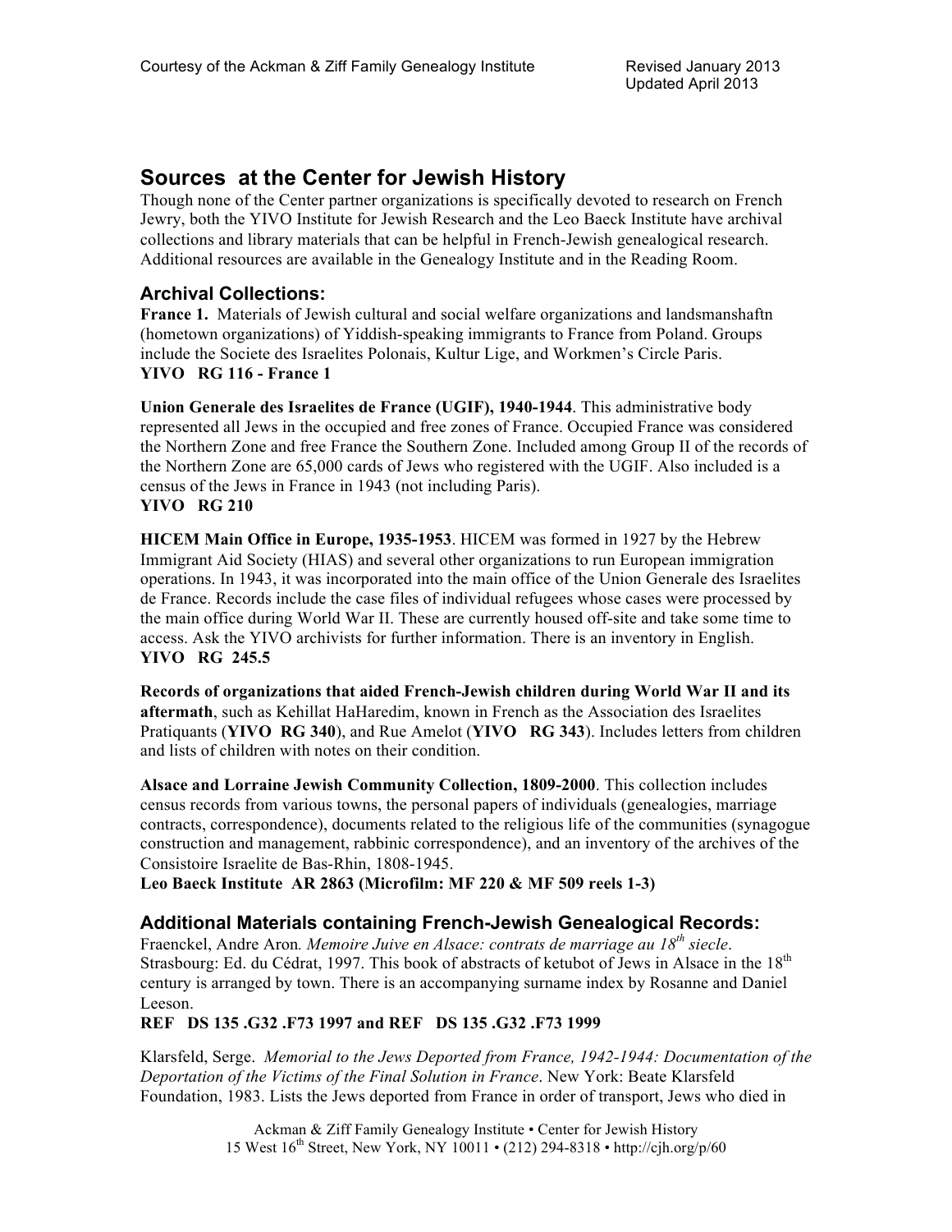# Sources at the Center for Jewish History

Though none of the Center partner organizations is specifically devoted to research on French Jewry, both the YIVO Institute for Jewish Research and the Leo Baeck Institute have archival collections and library materials that can be helpful in French-Jewish genealogical research. Additional resources are available in the Genealogy Institute and in the Reading Room.

## Archival Collections:

**France 1.** Materials of Jewish cultural and social welfare organizations and landsmanshaftn (hometown organizations) of Yiddish-speaking immigrants to France from Poland. Groups include the Societe des Israelites Polonais, Kultur Lige, and Workmen's Circle Paris.
**YIVO RG 116 - France 1**

**Union Generale des Israelites de France (UGIF), 1940-1944**. This administrative body represented all Jews in the occupied and free zones of France. Occupied France was considered the Northern Zone and free France the Southern Zone. Included among Group II of the records of the Northern Zone are 65,000 cards of Jews who registered with the UGIF. Also included is a census of the Jews in France in 1943 (not including Paris).
**YIVO RG 210**

**HICEM Main Office in Europe, 1935-1953**. HICEM was formed in 1927 by the Hebrew Immigrant Aid Society (HIAS) and several other organizations to run European immigration operations. In 1943, it was incorporated into the main office of the Union Generale des Israelites de France. Records include the case files of individual refugees whose cases were processed by the main office during World War II. These are currently housed off-site and take some time to access. Ask the YIVO archivists for further information. There is an inventory in English.
**YIVO RG 245.5**

**Records of organizations that aided French-Jewish children during World War II and its aftermath**, such as Kehillat HaHaredim, known in French as the Association des Israelites Pratiquants (**YIVO RG 340**), and Rue Amelot (**YIVO RG 343**). Includes letters from children and lists of children with notes on their condition.

**Alsace and Lorraine Jewish Community Collection, 1809-2000**. This collection includes census records from various towns, the personal papers of individuals (genealogies, marriage contracts, correspondence), documents related to the religious life of the communities (synagogue construction and management, rabbinic correspondence), and an inventory of the archives of the Consistoire Israelite de Bas-Rhin, 1808-1945.
**Leo Baeck Institute AR 2863 (Microfilm: MF 220 & MF 509 reels 1-3)**

## Additional Materials containing French-Jewish Genealogical Records:

Fraenckel, Andre Aron. *Memoire Juive en Alsace: contrats de marriage au 18th siecle*. Strasbourg: Ed. du Cédrat, 1997. This book of abstracts of ketubot of Jews in Alsace in the 18th century is arranged by town. There is an accompanying surname index by Rosanne and Daniel Leeson.
**REF DS 135 .G32 .F73 1997 and REF DS 135 .G32 .F73 1999**

Klarsfeld, Serge. *Memorial to the Jews Deported from France, 1942-1944: Documentation of the Deportation of the Victims of the Final Solution in France*. New York: Beate Klarsfeld Foundation, 1983. Lists the Jews deported from France in order of transport, Jews who died in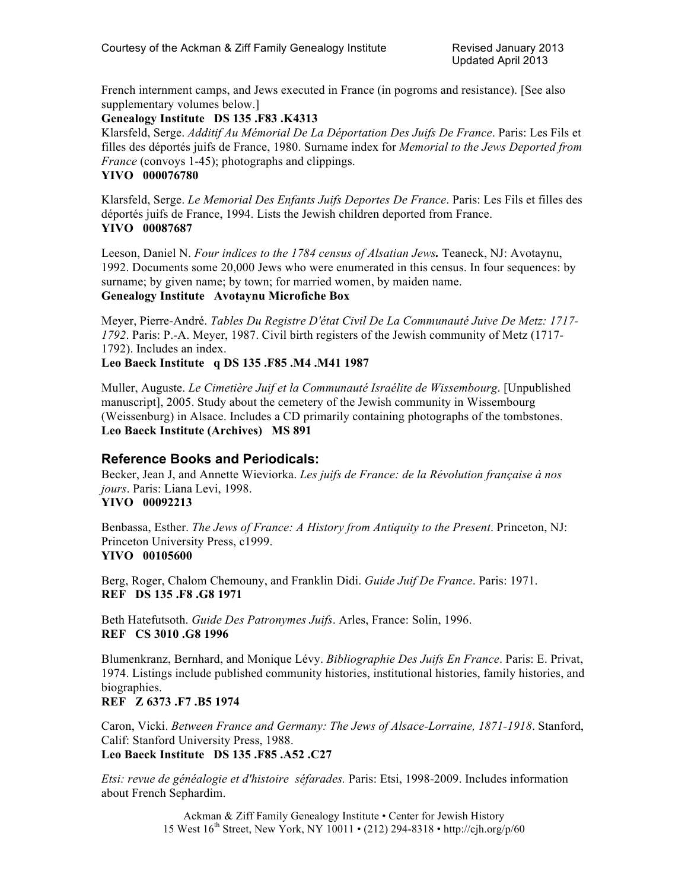French internment camps, and Jews executed in France (in pogroms and resistance). [See also supplementary volumes below.]
**Genealogy Institute DS 135 .F83 .K4313**

Klarsfeld, Serge. *Additif Au Mémorial De La Déportation Des Juifs De France*. Paris: Les Fils et filles des déportés juifs de France, 1980. Surname index for *Memorial to the Jews Deported from France* (convoys 1-45); photographs and clippings.
**YIVO 000076780**

Klarsfeld, Serge. *Le Memorial Des Enfants Juifs Deportes De France*. Paris: Les Fils et filles des déportés juifs de France, 1994. Lists the Jewish children deported from France.
**YIVO 00087687**

Leeson, Daniel N. *Four indices to the 1784 census of Alsatian Jews***.** Teaneck, NJ: Avotaynu, 1992. Documents some 20,000 Jews who were enumerated in this census. In four sequences: by surname; by given name; by town; for married women, by maiden name.
**Genealogy Institute Avotaynu Microfiche Box**

Meyer, Pierre-André. *Tables Du Registre D'état Civil De La Communauté Juive De Metz: 1717-1792*. Paris: P.-A. Meyer, 1987. Civil birth registers of the Jewish community of Metz (1717-1792). Includes an index.
**Leo Baeck Institute q DS 135 .F85 .M4 .M41 1987**

Muller, Auguste. *Le Cimetière Juif et la Communauté Israélite de Wissembourg*. [Unpublished manuscript], 2005. Study about the cemetery of the Jewish community in Wissembourg (Weissenburg) in Alsace. Includes a CD primarily containing photographs of the tombstones.
**Leo Baeck Institute (Archives) MS 891**

## Reference Books and Periodicals:

Becker, Jean J, and Annette Wieviorka. *Les juifs de France: de la Révolution française à nos jours*. Paris: Liana Levi, 1998.
**YIVO 00092213**

Benbassa, Esther. *The Jews of France: A History from Antiquity to the Present*. Princeton, NJ: Princeton University Press, c1999.
**YIVO 00105600**

Berg, Roger, Chalom Chemouny, and Franklin Didi. *Guide Juif De France*. Paris: 1971.
**REF DS 135 .F8 .G8 1971**

Beth Hatefutsoth. *Guide Des Patronymes Juifs*. Arles, France: Solin, 1996.
**REF CS 3010 .G8 1996**

Blumenkranz, Bernhard, and Monique Lévy. *Bibliographie Des Juifs En France*. Paris: E. Privat, 1974. Listings include published community histories, institutional histories, family histories, and biographies.
**REF Z 6373 .F7 .B5 1974**

Caron, Vicki. *Between France and Germany: The Jews of Alsace-Lorraine, 1871-1918*. Stanford, Calif: Stanford University Press, 1988.
**Leo Baeck Institute DS 135 .F85 .A52 .C27**

*Etsi: revue de généalogie et d'histoire séfarades.* Paris: Etsi, 1998-2009. Includes information about French Sephardim.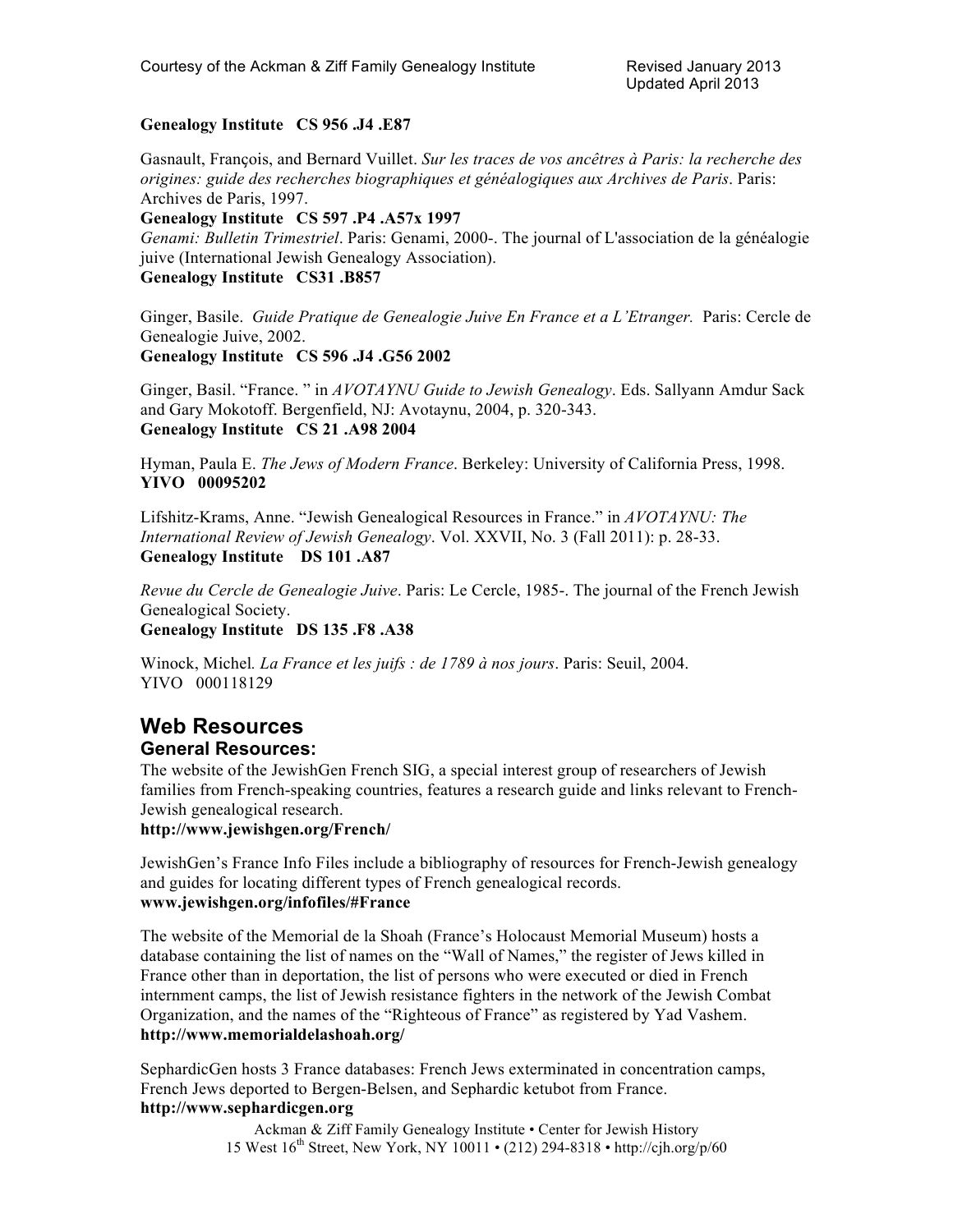**Genealogy Institute   CS 956 .J4 .E87**

Gasnault, François, and Bernard Vuillet. *Sur les traces de vos ancêtres à Paris: la recherche des origines: guide des recherches biographiques et généalogiques aux Archives de Paris*. Paris: Archives de Paris, 1997.
**Genealogy Institute   CS 597 .P4 .A57x 1997**
*Genami: Bulletin Trimestriel*. Paris: Genami, 2000-. The journal of L'association de la généalogie juive (International Jewish Genealogy Association).
**Genealogy Institute   CS31 .B857**

Ginger, Basile.  *Guide Pratique de Genealogie Juive En France et a L'Etranger.*  Paris: Cercle de Genealogie Juive, 2002.
**Genealogy Institute   CS 596 .J4 .G56 2002**

Ginger, Basil. "France. " in *AVOTAYNU Guide to Jewish Genealogy*. Eds. Sallyann Amdur Sack and Gary Mokotoff. Bergenfield, NJ: Avotaynu, 2004, p. 320-343.
**Genealogy Institute   CS 21 .A98 2004**

Hyman, Paula E. *The Jews of Modern France*. Berkeley: University of California Press, 1998.
**YIVO   00095202**

Lifshitz-Krams, Anne. "Jewish Genealogical Resources in France." in *AVOTAYNU: The International Review of Jewish Genealogy*. Vol. XXVII, No. 3 (Fall 2011): p. 28-33.
**Genealogy Institute    DS 101 .A87**

*Revue du Cercle de Genealogie Juive*. Paris: Le Cercle, 1985-. The journal of the French Jewish Genealogical Society.
**Genealogy Institute   DS 135 .F8 .A38**

Winock, Michel. *La France et les juifs : de 1789 à nos jours*. Paris: Seuil, 2004.
YIVO   000118129

## Web Resources

### General Resources:

The website of the JewishGen French SIG, a special interest group of researchers of Jewish families from French-speaking countries, features a research guide and links relevant to French-Jewish genealogical research.
**http://www.jewishgen.org/French/**

JewishGen's France Info Files include a bibliography of resources for French-Jewish genealogy and guides for locating different types of French genealogical records.
**www.jewishgen.org/infofiles/#France**

The website of the Memorial de la Shoah (France's Holocaust Memorial Museum) hosts a database containing the list of names on the "Wall of Names," the register of Jews killed in France other than in deportation, the list of persons who were executed or died in French internment camps, the list of Jewish resistance fighters in the network of the Jewish Combat Organization, and the names of the "Righteous of France" as registered by Yad Vashem.
**http://www.memorialdelashoah.org/**

SephardicGen hosts 3 France databases: French Jews exterminated in concentration camps, French Jews deported to Bergen-Belsen, and Sephardic ketubot from France.
**http://www.sephardicgen.org**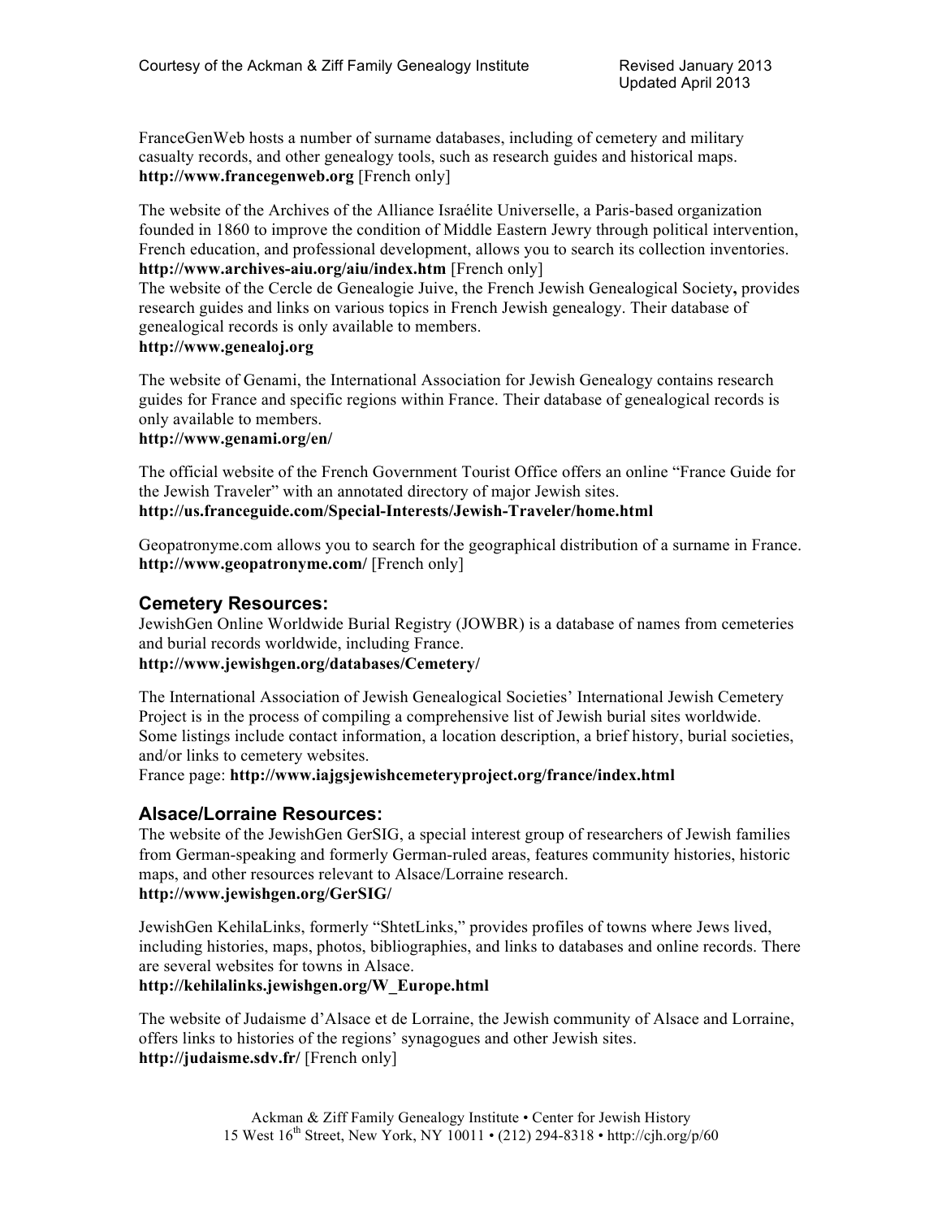FranceGenWeb hosts a number of surname databases, including of cemetery and military casualty records, and other genealogy tools, such as research guides and historical maps.
**http://www.francegenweb.org** [French only]

The website of the Archives of the Alliance Israélite Universelle, a Paris-based organization founded in 1860 to improve the condition of Middle Eastern Jewry through political intervention, French education, and professional development, allows you to search its collection inventories.
**http://www.archives-aiu.org/aiu/index.htm** [French only]
The website of the Cercle de Genealogie Juive, the French Jewish Genealogical Society**,** provides research guides and links on various topics in French Jewish genealogy. Their database of genealogical records is only available to members.
**http://www.genealoj.org**

The website of Genami, the International Association for Jewish Genealogy contains research guides for France and specific regions within France. Their database of genealogical records is only available to members.
**http://www.genami.org/en/**

The official website of the French Government Tourist Office offers an online "France Guide for the Jewish Traveler" with an annotated directory of major Jewish sites.
**http://us.franceguide.com/Special-Interests/Jewish-Traveler/home.html**

Geopatronyme.com allows you to search for the geographical distribution of a surname in France.
**http://www.geopatronyme.com/** [French only]

## Cemetery Resources:

JewishGen Online Worldwide Burial Registry (JOWBR) is a database of names from cemeteries and burial records worldwide, including France.
**http://www.jewishgen.org/databases/Cemetery/**

The International Association of Jewish Genealogical Societies' International Jewish Cemetery Project is in the process of compiling a comprehensive list of Jewish burial sites worldwide. Some listings include contact information, a location description, a brief history, burial societies, and/or links to cemetery websites.
France page: **http://www.iajgsjewishcemeteryproject.org/france/index.html**

## Alsace/Lorraine Resources:

The website of the JewishGen GerSIG, a special interest group of researchers of Jewish families from German-speaking and formerly German-ruled areas, features community histories, historic maps, and other resources relevant to Alsace/Lorraine research.
**http://www.jewishgen.org/GerSIG/**

JewishGen KehilaLinks, formerly "ShtetLinks," provides profiles of towns where Jews lived, including histories, maps, photos, bibliographies, and links to databases and online records. There are several websites for towns in Alsace.
**http://kehilalinks.jewishgen.org/W_Europe.html**

The website of Judaisme d'Alsace et de Lorraine, the Jewish community of Alsace and Lorraine, offers links to histories of the regions' synagogues and other Jewish sites.
**http://judaisme.sdv.fr/** [French only]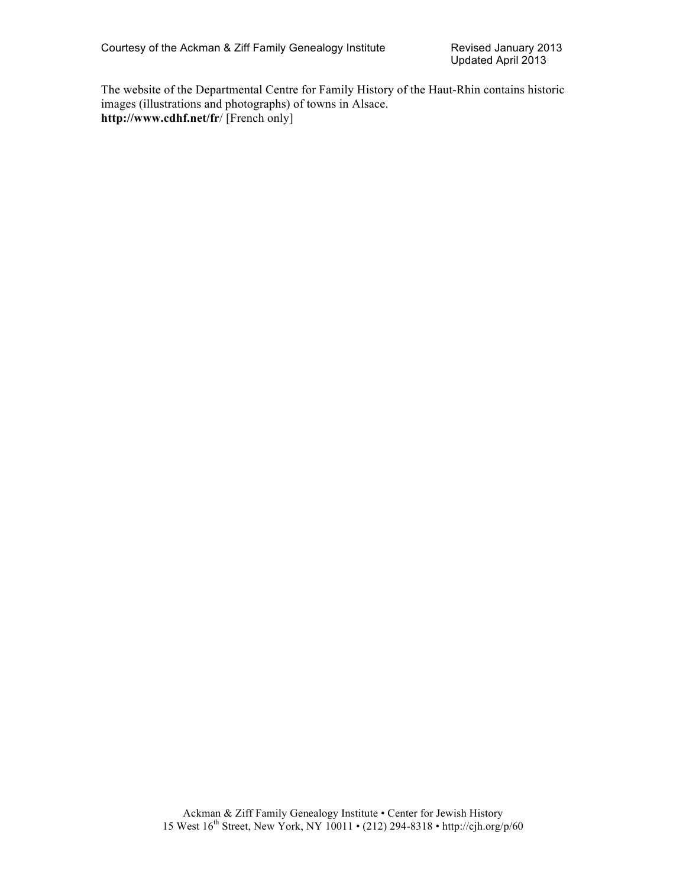The website of the Departmental Centre for Family History of the Haut-Rhin contains historic images (illustrations and photographs) of towns in Alsace.
**http://www.cdhf.net/fr**/ [French only]